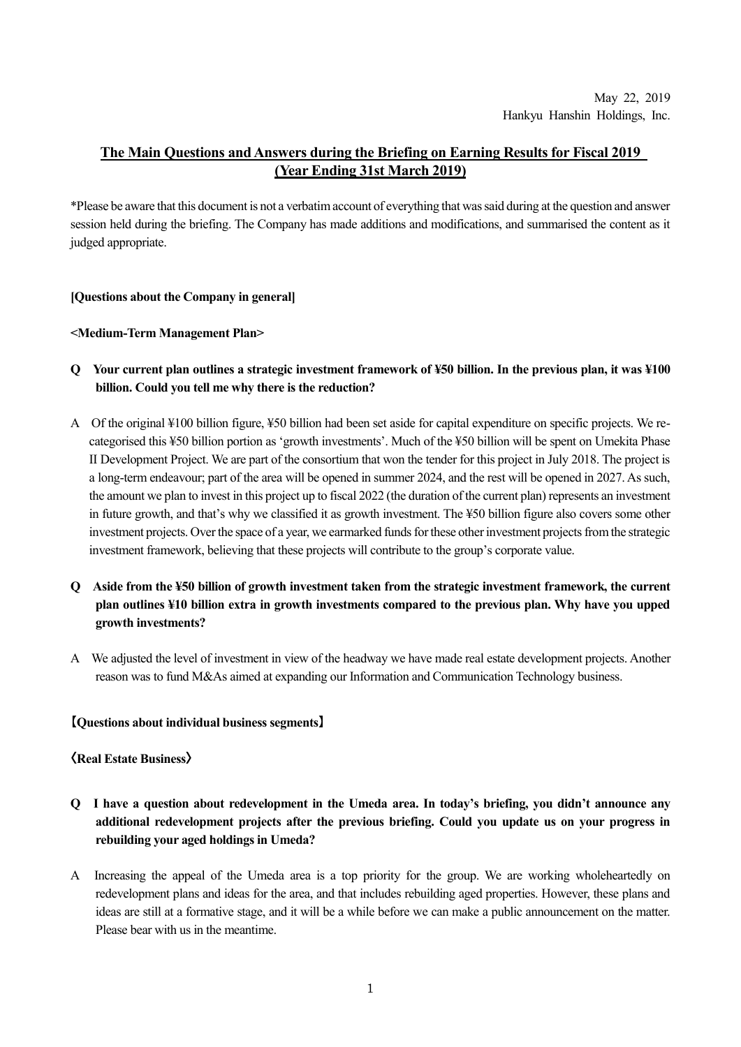May 22, 2019
Hankyu Hanshin Holdings, Inc.

# The Main Questions and Answers during the Briefing on Earning Results for Fiscal 2019 (Year Ending 31st March 2019)

*Please be aware that this document is not a verbatim account of everything that was said during at the question and answer session held during the briefing. The Company has made additions and modifications, and summarised the content as it judged appropriate.

## [Questions about the Company in general]

### <Medium-Term Management Plan>

**Q Your current plan outlines a strategic investment framework of ¥50 billion. In the previous plan, it was ¥100 billion. Could you tell me why there is the reduction?**

A Of the original ¥100 billion figure, ¥50 billion had been set aside for capital expenditure on specific projects. We re-categorised this ¥50 billion portion as 'growth investments'. Much of the ¥50 billion will be spent on Umekita Phase II Development Project. We are part of the consortium that won the tender for this project in July 2018. The project is a long-term endeavour; part of the area will be opened in summer 2024, and the rest will be opened in 2027. As such, the amount we plan to invest in this project up to fiscal 2022 (the duration of the current plan) represents an investment in future growth, and that's why we classified it as growth investment. The ¥50 billion figure also covers some other investment projects. Over the space of a year, we earmarked funds for these other investment projects from the strategic investment framework, believing that these projects will contribute to the group's corporate value.

**Q Aside from the ¥50 billion of growth investment taken from the strategic investment framework, the current plan outlines ¥10 billion extra in growth investments compared to the previous plan. Why have you upped growth investments?**

A We adjusted the level of investment in view of the headway we have made real estate development projects. Another reason was to fund M&As aimed at expanding our Information and Communication Technology business.

## 【Questions about individual business segments】

### 《Real Estate Business》

**Q I have a question about redevelopment in the Umeda area. In today's briefing, you didn't announce any additional redevelopment projects after the previous briefing. Could you update us on your progress in rebuilding your aged holdings in Umeda?**

A Increasing the appeal of the Umeda area is a top priority for the group. We are working wholeheartedly on redevelopment plans and ideas for the area, and that includes rebuilding aged properties. However, these plans and ideas are still at a formative stage, and it will be a while before we can make a public announcement on the matter. Please bear with us in the meantime.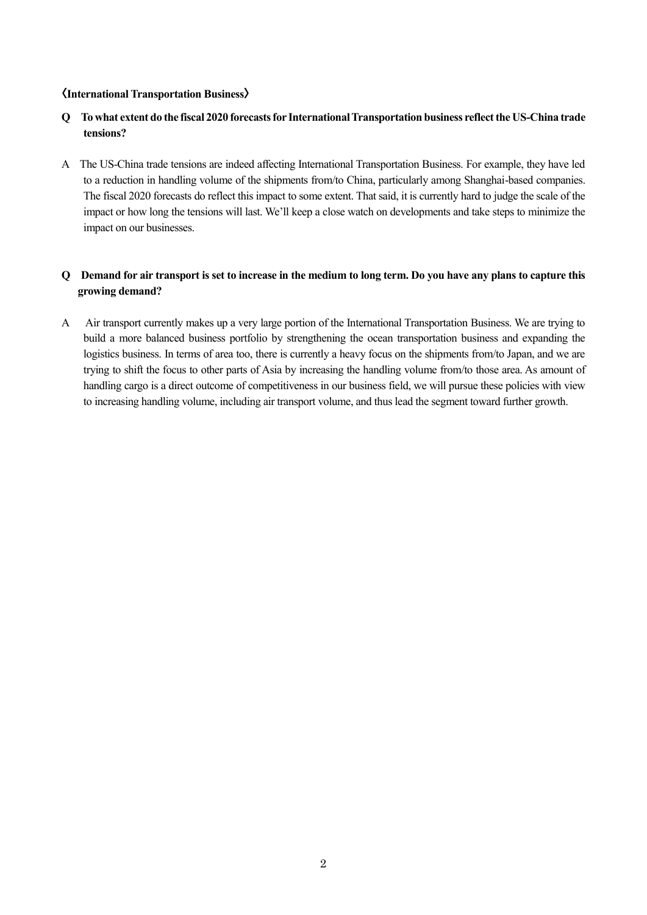**〈International Transportation Business〉**

**Q To what extent do the fiscal 2020 forecasts for International Transportation business reflect the US-China trade tensions?**

A The US-China trade tensions are indeed affecting International Transportation Business. For example, they have led to a reduction in handling volume of the shipments from/to China, particularly among Shanghai-based companies. The fiscal 2020 forecasts do reflect this impact to some extent. That said, it is currently hard to judge the scale of the impact or how long the tensions will last. We'll keep a close watch on developments and take steps to minimize the impact on our businesses.

**Q Demand for air transport is set to increase in the medium to long term. Do you have any plans to capture this growing demand?**

A Air transport currently makes up a very large portion of the International Transportation Business. We are trying to build a more balanced business portfolio by strengthening the ocean transportation business and expanding the logistics business. In terms of area too, there is currently a heavy focus on the shipments from/to Japan, and we are trying to shift the focus to other parts of Asia by increasing the handling volume from/to those area. As amount of handling cargo is a direct outcome of competitiveness in our business field, we will pursue these policies with view to increasing handling volume, including air transport volume, and thus lead the segment toward further growth.